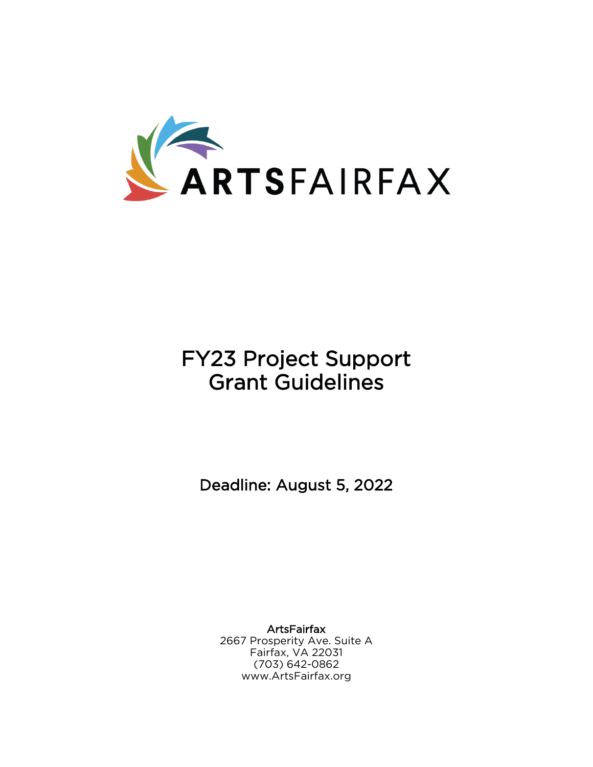ARTSFAIRFAX

# FY23 Project Support Grant Guidelines

Deadline: August 5, 2022

**ArtsFairfax**
2667 Prosperity Ave. Suite A
Fairfax, VA 22031
(703) 642-0862
www.ArtsFairfax.org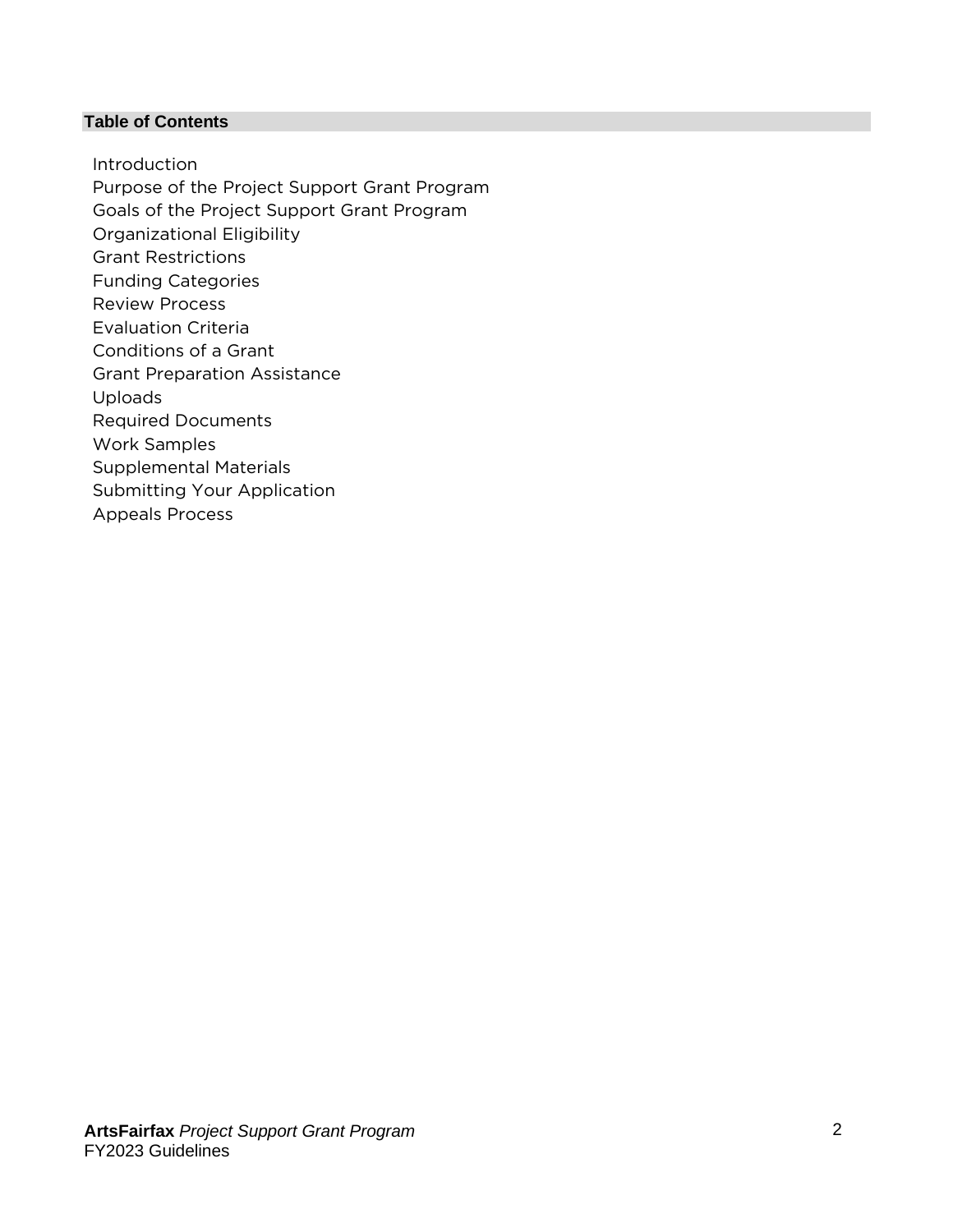**Table of Contents**

Introduction
Purpose of the Project Support Grant Program
Goals of the Project Support Grant Program
Organizational Eligibility
Grant Restrictions
Funding Categories
Review Process
Evaluation Criteria
Conditions of a Grant
Grant Preparation Assistance
Uploads
Required Documents
Work Samples
Supplemental Materials
Submitting Your Application
Appeals Process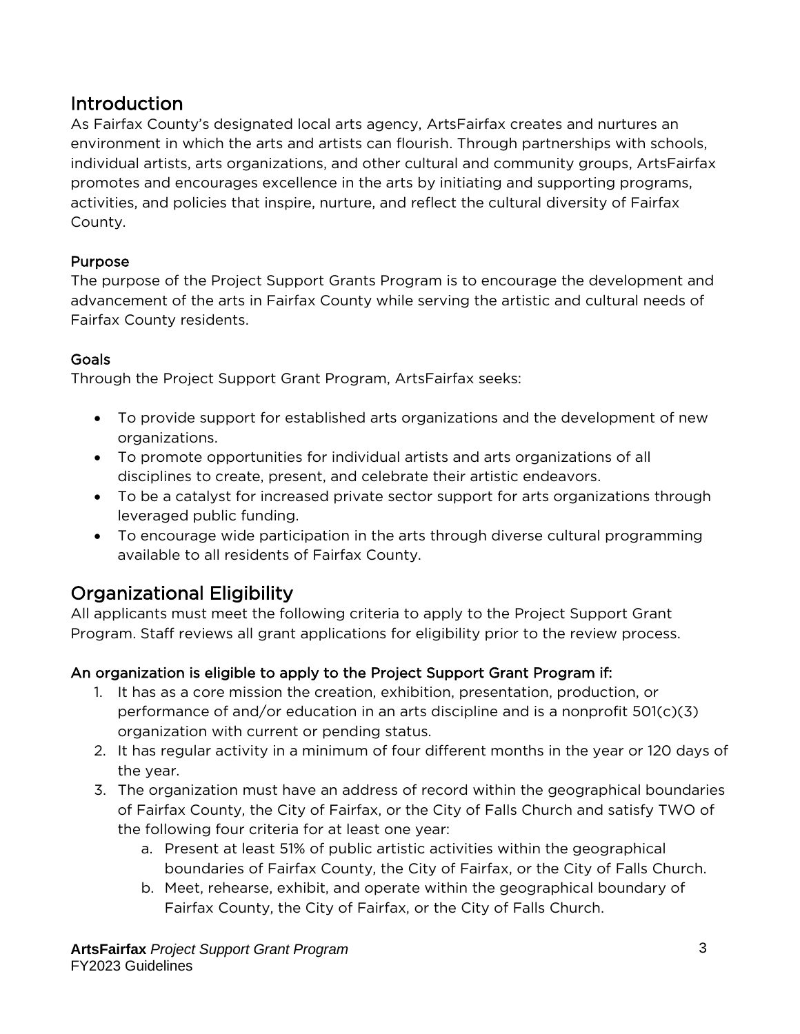## Introduction

As Fairfax County's designated local arts agency, ArtsFairfax creates and nurtures an environment in which the arts and artists can flourish. Through partnerships with schools, individual artists, arts organizations, and other cultural and community groups, ArtsFairfax promotes and encourages excellence in the arts by initiating and supporting programs, activities, and policies that inspire, nurture, and reflect the cultural diversity of Fairfax County.

### Purpose

The purpose of the Project Support Grants Program is to encourage the development and advancement of the arts in Fairfax County while serving the artistic and cultural needs of Fairfax County residents.

### Goals

Through the Project Support Grant Program, ArtsFairfax seeks:

- To provide support for established arts organizations and the development of new organizations.
- To promote opportunities for individual artists and arts organizations of all disciplines to create, present, and celebrate their artistic endeavors.
- To be a catalyst for increased private sector support for arts organizations through leveraged public funding.
- To encourage wide participation in the arts through diverse cultural programming available to all residents of Fairfax County.

## Organizational Eligibility

All applicants must meet the following criteria to apply to the Project Support Grant Program. Staff reviews all grant applications for eligibility prior to the review process.

### An organization is eligible to apply to the Project Support Grant Program if:

1. It has as a core mission the creation, exhibition, presentation, production, or performance of and/or education in an arts discipline and is a nonprofit 501(c)(3) organization with current or pending status.
2. It has regular activity in a minimum of four different months in the year or 120 days of the year.
3. The organization must have an address of record within the geographical boundaries of Fairfax County, the City of Fairfax, or the City of Falls Church and satisfy TWO of the following four criteria for at least one year:
    a. Present at least 51% of public artistic activities within the geographical boundaries of Fairfax County, the City of Fairfax, or the City of Falls Church.
    b. Meet, rehearse, exhibit, and operate within the geographical boundary of Fairfax County, the City of Fairfax, or the City of Falls Church.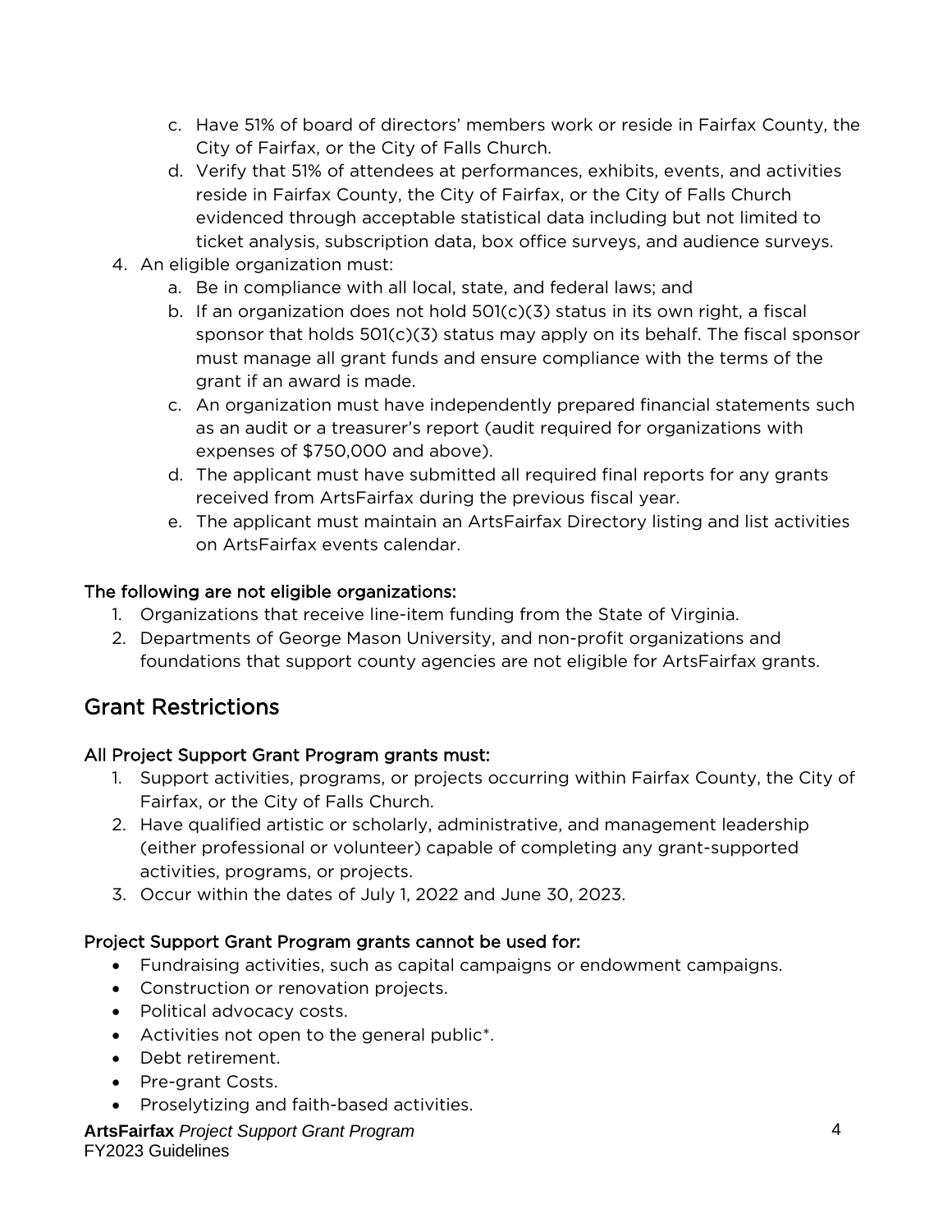c. Have 51% of board of directors' members work or reside in Fairfax County, the City of Fairfax, or the City of Falls Church.
   d. Verify that 51% of attendees at performances, exhibits, events, and activities reside in Fairfax County, the City of Fairfax, or the City of Falls Church evidenced through acceptable statistical data including but not limited to ticket analysis, subscription data, box office surveys, and audience surveys.

4. An eligible organization must:
   a. Be in compliance with all local, state, and federal laws; and
   b. If an organization does not hold 501(c)(3) status in its own right, a fiscal sponsor that holds 501(c)(3) status may apply on its behalf. The fiscal sponsor must manage all grant funds and ensure compliance with the terms of the grant if an award is made.
   c. An organization must have independently prepared financial statements such as an audit or a treasurer's report (audit required for organizations with expenses of $750,000 and above).
   d. The applicant must have submitted all required final reports for any grants received from ArtsFairfax during the previous fiscal year.
   e. The applicant must maintain an ArtsFairfax Directory listing and list activities on ArtsFairfax events calendar.

### The following are not eligible organizations:

1. Organizations that receive line-item funding from the State of Virginia.
2. Departments of George Mason University, and non-profit organizations and foundations that support county agencies are not eligible for ArtsFairfax grants.

## Grant Restrictions

### All Project Support Grant Program grants must:

1. Support activities, programs, or projects occurring within Fairfax County, the City of Fairfax, or the City of Falls Church.
2. Have qualified artistic or scholarly, administrative, and management leadership (either professional or volunteer) capable of completing any grant-supported activities, programs, or projects.
3. Occur within the dates of July 1, 2022 and June 30, 2023.

### Project Support Grant Program grants cannot be used for:

- Fundraising activities, such as capital campaigns or endowment campaigns.
- Construction or renovation projects.
- Political advocacy costs.
- Activities not open to the general public*.
- Debt retirement.
- Pre-grant Costs.
- Proselytizing and faith-based activities.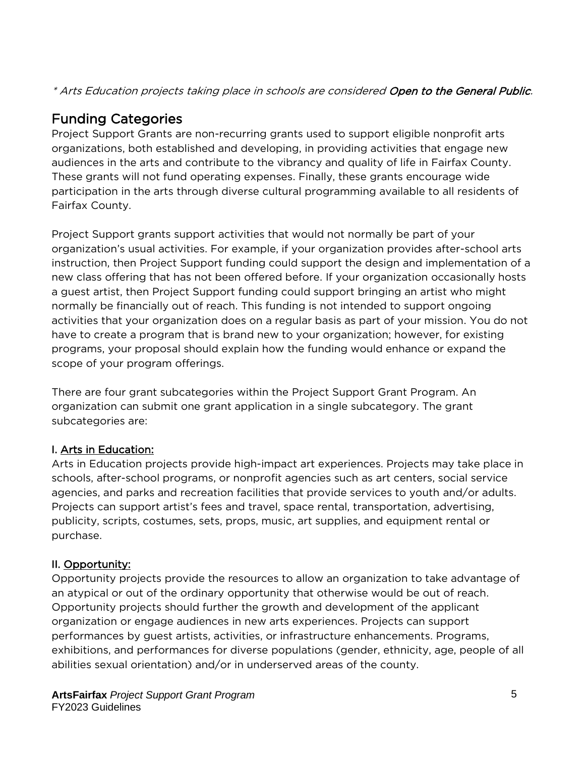*\* Arts Education projects taking place in schools are considered **Open to the General Public**.*

## Funding Categories

Project Support Grants are non-recurring grants used to support eligible nonprofit arts organizations, both established and developing, in providing activities that engage new audiences in the arts and contribute to the vibrancy and quality of life in Fairfax County. These grants will not fund operating expenses. Finally, these grants encourage wide participation in the arts through diverse cultural programming available to all residents of Fairfax County.

Project Support grants support activities that would not normally be part of your organization's usual activities. For example, if your organization provides after-school arts instruction, then Project Support funding could support the design and implementation of a new class offering that has not been offered before. If your organization occasionally hosts a guest artist, then Project Support funding could support bringing an artist who might normally be financially out of reach. This funding is not intended to support ongoing activities that your organization does on a regular basis as part of your mission. You do not have to create a program that is brand new to your organization; however, for existing programs, your proposal should explain how the funding would enhance or expand the scope of your program offerings.

There are four grant subcategories within the Project Support Grant Program. An organization can submit one grant application in a single subcategory. The grant subcategories are:

**I. Arts in Education:**

Arts in Education projects provide high-impact art experiences. Projects may take place in schools, after-school programs, or nonprofit agencies such as art centers, social service agencies, and parks and recreation facilities that provide services to youth and/or adults. Projects can support artist's fees and travel, space rental, transportation, advertising, publicity, scripts, costumes, sets, props, music, art supplies, and equipment rental or purchase.

**II. Opportunity:**

Opportunity projects provide the resources to allow an organization to take advantage of an atypical or out of the ordinary opportunity that otherwise would be out of reach. Opportunity projects should further the growth and development of the applicant organization or engage audiences in new arts experiences. Projects can support performances by guest artists, activities, or infrastructure enhancements. Programs, exhibitions, and performances for diverse populations (gender, ethnicity, age, people of all abilities sexual orientation) and/or in underserved areas of the county.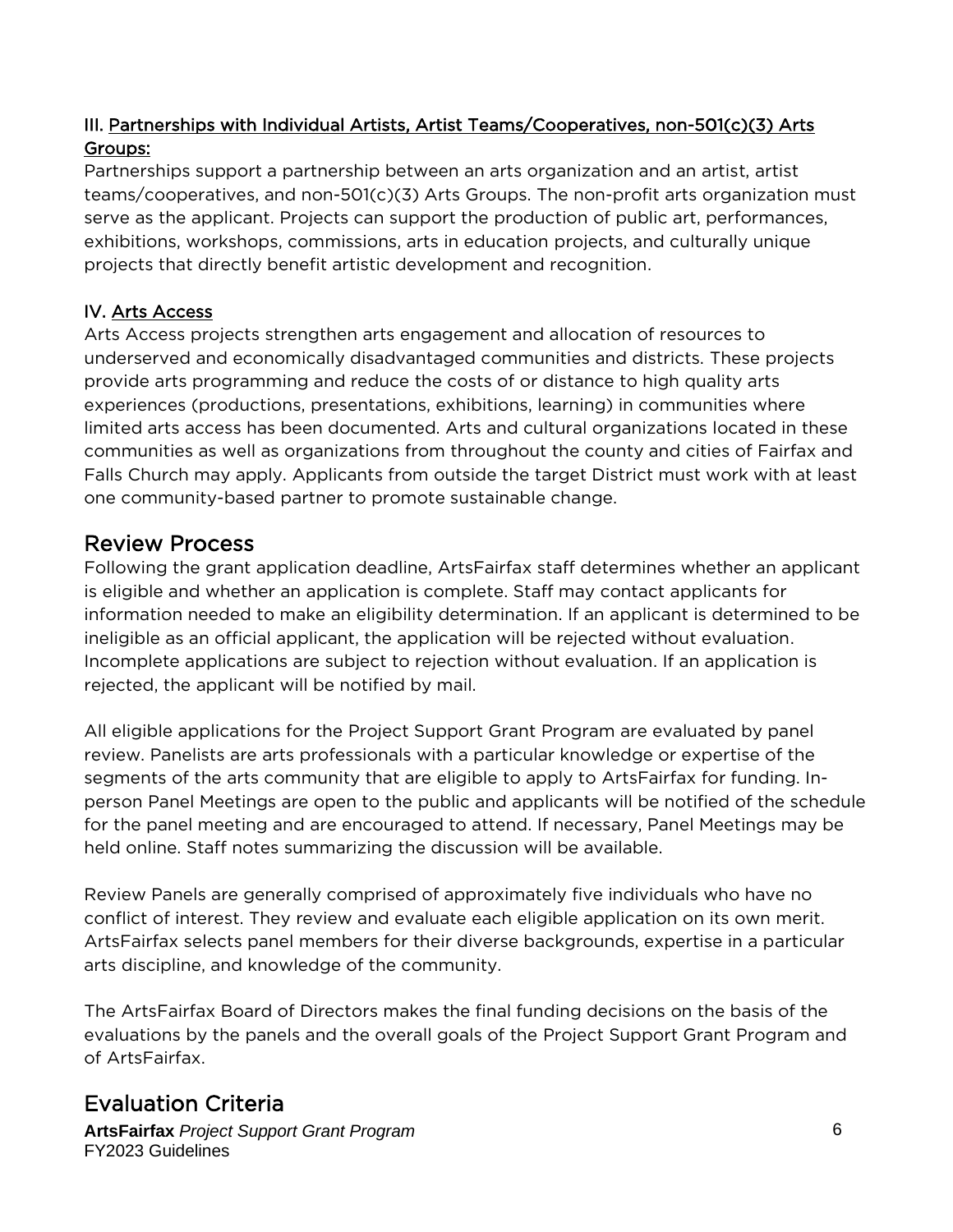III. Partnerships with Individual Artists, Artist Teams/Cooperatives, non-501(c)(3) Arts Groups:

Partnerships support a partnership between an arts organization and an artist, artist teams/cooperatives, and non-501(c)(3) Arts Groups. The non-profit arts organization must serve as the applicant. Projects can support the production of public art, performances, exhibitions, workshops, commissions, arts in education projects, and culturally unique projects that directly benefit artistic development and recognition.

IV. Arts Access

Arts Access projects strengthen arts engagement and allocation of resources to underserved and economically disadvantaged communities and districts. These projects provide arts programming and reduce the costs of or distance to high quality arts experiences (productions, presentations, exhibitions, learning) in communities where limited arts access has been documented. Arts and cultural organizations located in these communities as well as organizations from throughout the county and cities of Fairfax and Falls Church may apply. Applicants from outside the target District must work with at least one community-based partner to promote sustainable change.

## Review Process

Following the grant application deadline, ArtsFairfax staff determines whether an applicant is eligible and whether an application is complete. Staff may contact applicants for information needed to make an eligibility determination. If an applicant is determined to be ineligible as an official applicant, the application will be rejected without evaluation. Incomplete applications are subject to rejection without evaluation. If an application is rejected, the applicant will be notified by mail.

All eligible applications for the Project Support Grant Program are evaluated by panel review. Panelists are arts professionals with a particular knowledge or expertise of the segments of the arts community that are eligible to apply to ArtsFairfax for funding. In-person Panel Meetings are open to the public and applicants will be notified of the schedule for the panel meeting and are encouraged to attend. If necessary, Panel Meetings may be held online. Staff notes summarizing the discussion will be available.

Review Panels are generally comprised of approximately five individuals who have no conflict of interest. They review and evaluate each eligible application on its own merit. ArtsFairfax selects panel members for their diverse backgrounds, expertise in a particular arts discipline, and knowledge of the community.

The ArtsFairfax Board of Directors makes the final funding decisions on the basis of the evaluations by the panels and the overall goals of the Project Support Grant Program and of ArtsFairfax.

## Evaluation Criteria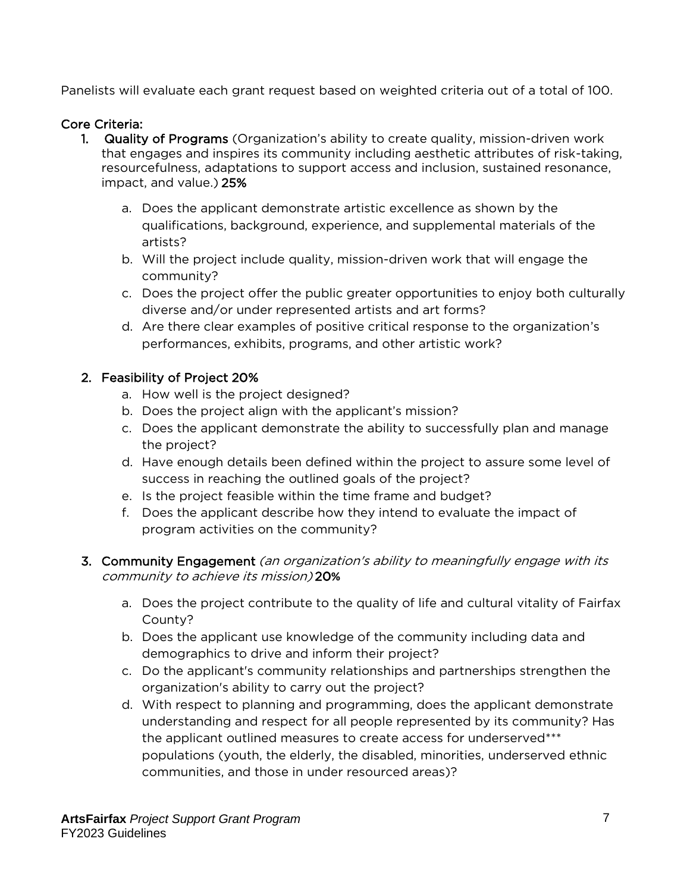Panelists will evaluate each grant request based on weighted criteria out of a total of 100.

**Core Criteria:**

1. **Quality of Programs** (Organization's ability to create quality, mission-driven work that engages and inspires its community including aesthetic attributes of risk-taking, resourcefulness, adaptations to support access and inclusion, sustained resonance, impact, and value.) **25%**

   a. Does the applicant demonstrate artistic excellence as shown by the qualifications, background, experience, and supplemental materials of the artists?
   b. Will the project include quality, mission-driven work that will engage the community?
   c. Does the project offer the public greater opportunities to enjoy both culturally diverse and/or under represented artists and art forms?
   d. Are there clear examples of positive critical response to the organization's performances, exhibits, programs, and other artistic work?

2. **Feasibility of Project 20%**
   a. How well is the project designed?
   b. Does the project align with the applicant's mission?
   c. Does the applicant demonstrate the ability to successfully plan and manage the project?
   d. Have enough details been defined within the project to assure some level of success in reaching the outlined goals of the project?
   e. Is the project feasible within the time frame and budget?
   f. Does the applicant describe how they intend to evaluate the impact of program activities on the community?

3. **Community Engagement** *(an organization's ability to meaningfully engage with its community to achieve its mission)* **20%**

   a. Does the project contribute to the quality of life and cultural vitality of Fairfax County?
   b. Does the applicant use knowledge of the community including data and demographics to drive and inform their project?
   c. Do the applicant's community relationships and partnerships strengthen the organization's ability to carry out the project?
   d. With respect to planning and programming, does the applicant demonstrate understanding and respect for all people represented by its community? Has the applicant outlined measures to create access for underserved*** populations (youth, the elderly, the disabled, minorities, underserved ethnic communities, and those in under resourced areas)?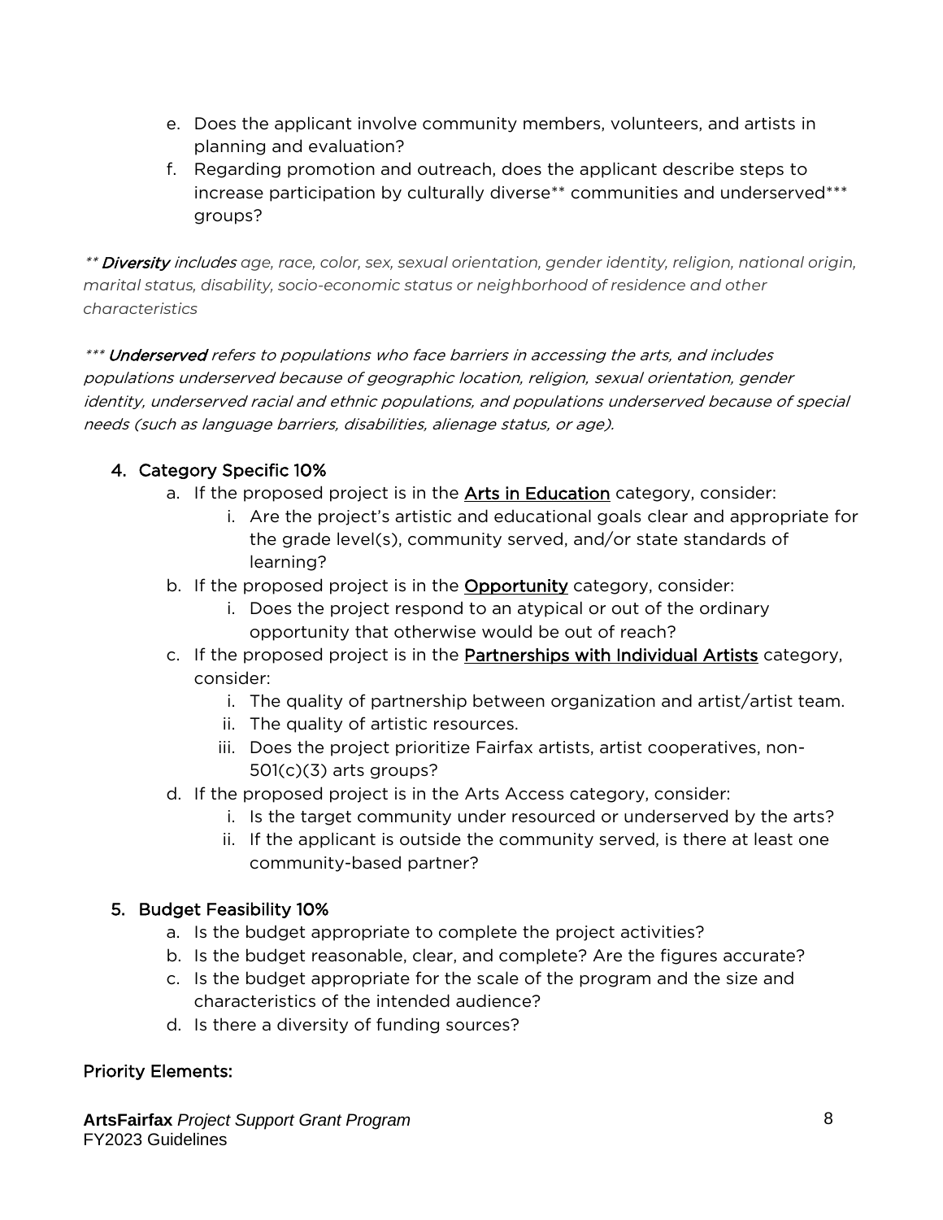e. Does the applicant involve community members, volunteers, and artists in planning and evaluation?
f. Regarding promotion and outreach, does the applicant describe steps to increase participation by culturally diverse** communities and underserved*** groups?

*** **Diversity** includes age, race, color, sex, sexual orientation, gender identity, religion, national origin, marital status, disability, socio-economic status or neighborhood of residence and other characteristics*

**** **Underserved** refers to populations who face barriers in accessing the arts, and includes populations underserved because of geographic location, religion, sexual orientation, gender identity, underserved racial and ethnic populations, and populations underserved because of special needs (such as language barriers, disabilities, alienage status, or age).*

4. Category Specific 10%
   a. If the proposed project is in the <u>Arts in Education</u> category, consider:
      i. Are the project's artistic and educational goals clear and appropriate for the grade level(s), community served, and/or state standards of learning?
   b. If the proposed project is in the <u>Opportunity</u> category, consider:
      i. Does the project respond to an atypical or out of the ordinary opportunity that otherwise would be out of reach?
   c. If the proposed project is in the <u>Partnerships with Individual Artists</u> category, consider:
      i. The quality of partnership between organization and artist/artist team.
      ii. The quality of artistic resources.
      iii. Does the project prioritize Fairfax artists, artist cooperatives, non-501(c)(3) arts groups?
   d. If the proposed project is in the Arts Access category, consider:
      i. Is the target community under resourced or underserved by the arts?
      ii. If the applicant is outside the community served, is there at least one community-based partner?

5. Budget Feasibility 10%
   a. Is the budget appropriate to complete the project activities?
   b. Is the budget reasonable, clear, and complete? Are the figures accurate?
   c. Is the budget appropriate for the scale of the program and the size and characteristics of the intended audience?
   d. Is there a diversity of funding sources?

Priority Elements: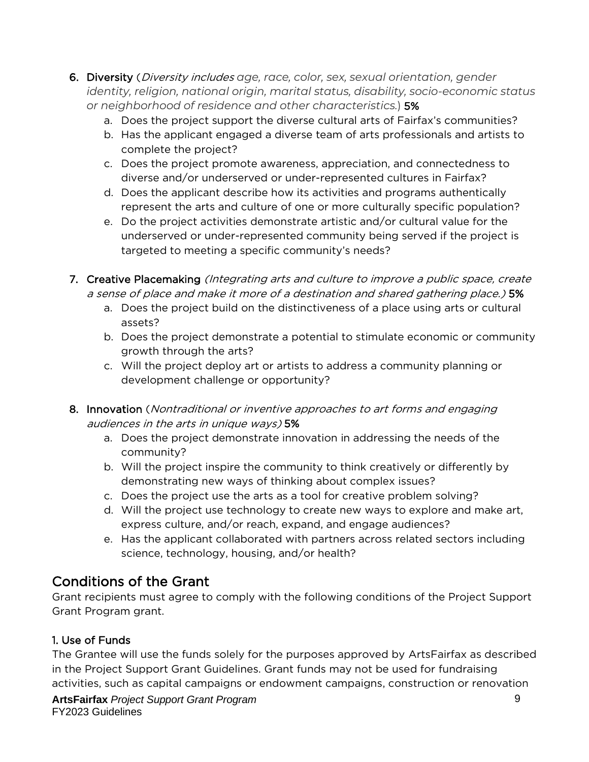6. **Diversity** (*Diversity includes age, race, color, sex, sexual orientation, gender identity, religion, national origin, marital status, disability, socio-economic status or neighborhood of residence and other characteristics.*) **5%**
    a. Does the project support the diverse cultural arts of Fairfax's communities?
    b. Has the applicant engaged a diverse team of arts professionals and artists to complete the project?
    c. Does the project promote awareness, appreciation, and connectedness to diverse and/or underserved or under-represented cultures in Fairfax?
    d. Does the applicant describe how its activities and programs authentically represent the arts and culture of one or more culturally specific population?
    e. Do the project activities demonstrate artistic and/or cultural value for the underserved or under-represented community being served if the project is targeted to meeting a specific community's needs?

7. **Creative Placemaking** *(Integrating arts and culture to improve a public space, create a sense of place and make it more of a destination and shared gathering place.)* **5%**
    a. Does the project build on the distinctiveness of a place using arts or cultural assets?
    b. Does the project demonstrate a potential to stimulate economic or community growth through the arts?
    c. Will the project deploy art or artists to address a community planning or development challenge or opportunity?

8. **Innovation** (*Nontraditional or inventive approaches to art forms and engaging audiences in the arts in unique ways)* **5%**
    a. Does the project demonstrate innovation in addressing the needs of the community?
    b. Will the project inspire the community to think creatively or differently by demonstrating new ways of thinking about complex issues?
    c. Does the project use the arts as a tool for creative problem solving?
    d. Will the project use technology to create new ways to explore and make art, express culture, and/or reach, expand, and engage audiences?
    e. Has the applicant collaborated with partners across related sectors including science, technology, housing, and/or health?

## Conditions of the Grant

Grant recipients must agree to comply with the following conditions of the Project Support Grant Program grant.

### 1. Use of Funds

The Grantee will use the funds solely for the purposes approved by ArtsFairfax as described in the Project Support Grant Guidelines. Grant funds may not be used for fundraising activities, such as capital campaigns or endowment campaigns, construction or renovation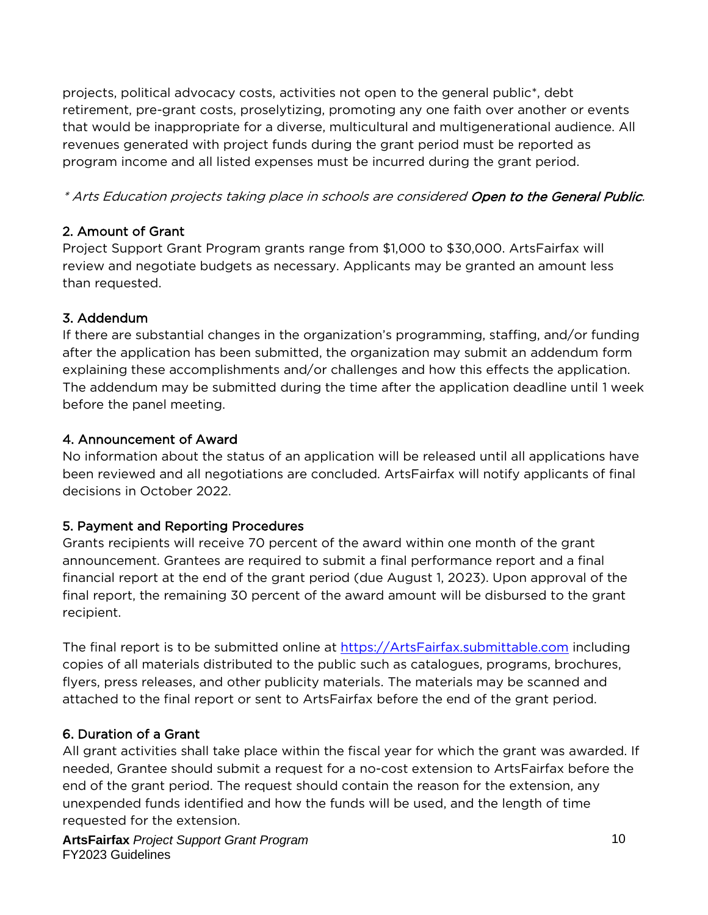projects, political advocacy costs, activities not open to the general public*, debt retirement, pre-grant costs, proselytizing, promoting any one faith over another or events that would be inappropriate for a diverse, multicultural and multigenerational audience. All revenues generated with project funds during the grant period must be reported as program income and all listed expenses must be incurred during the grant period.

*\* Arts Education projects taking place in schools are considered **Open to the General Public**.*

### 2. Amount of Grant

Project Support Grant Program grants range from $1,000 to $30,000. ArtsFairfax will review and negotiate budgets as necessary. Applicants may be granted an amount less than requested.

### 3. Addendum

If there are substantial changes in the organization's programming, staffing, and/or funding after the application has been submitted, the organization may submit an addendum form explaining these accomplishments and/or challenges and how this effects the application. The addendum may be submitted during the time after the application deadline until 1 week before the panel meeting.

### 4. Announcement of Award

No information about the status of an application will be released until all applications have been reviewed and all negotiations are concluded. ArtsFairfax will notify applicants of final decisions in October 2022.

### 5. Payment and Reporting Procedures

Grants recipients will receive 70 percent of the award within one month of the grant announcement. Grantees are required to submit a final performance report and a final financial report at the end of the grant period (due August 1, 2023). Upon approval of the final report, the remaining 30 percent of the award amount will be disbursed to the grant recipient.

The final report is to be submitted online at [https://ArtsFairfax.submittable.com](https://ArtsFairfax.submittable.com) including copies of all materials distributed to the public such as catalogues, programs, brochures, flyers, press releases, and other publicity materials. The materials may be scanned and attached to the final report or sent to ArtsFairfax before the end of the grant period.

### 6. Duration of a Grant

All grant activities shall take place within the fiscal year for which the grant was awarded. If needed, Grantee should submit a request for a no-cost extension to ArtsFairfax before the end of the grant period. The request should contain the reason for the extension, any unexpended funds identified and how the funds will be used, and the length of time requested for the extension.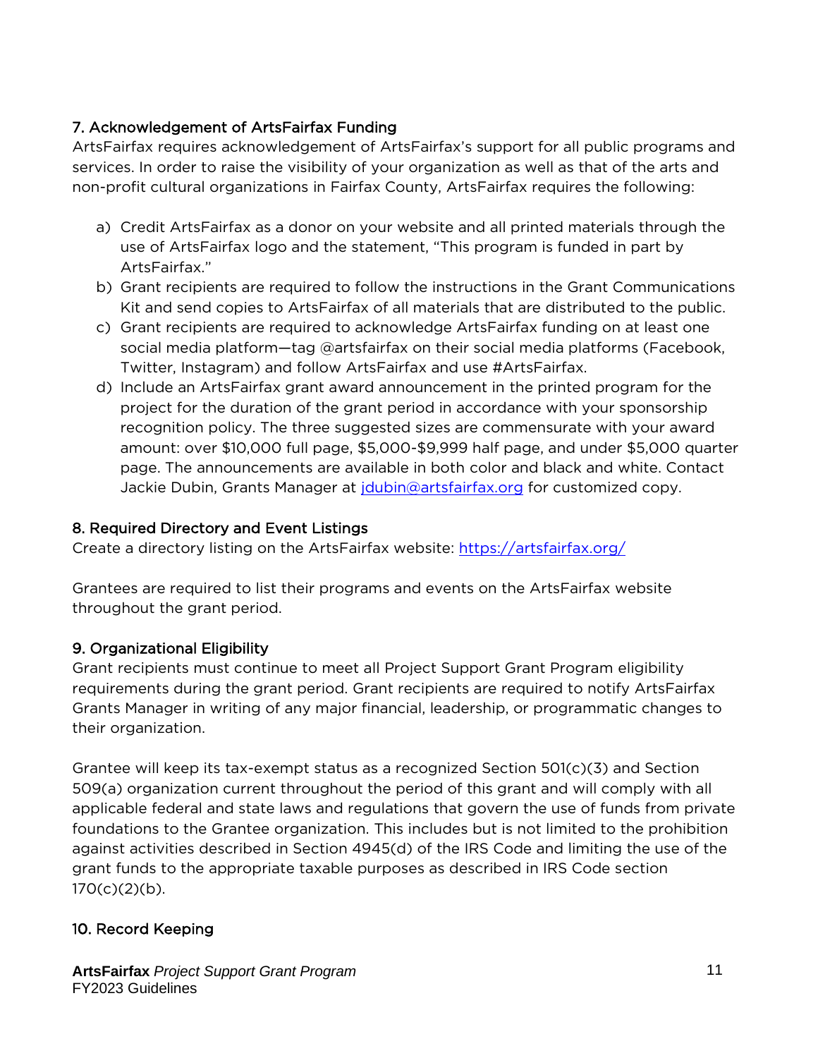## 7. Acknowledgement of ArtsFairfax Funding

ArtsFairfax requires acknowledgement of ArtsFairfax's support for all public programs and services. In order to raise the visibility of your organization as well as that of the arts and non-profit cultural organizations in Fairfax County, ArtsFairfax requires the following:

a) Credit ArtsFairfax as a donor on your website and all printed materials through the use of ArtsFairfax logo and the statement, "This program is funded in part by ArtsFairfax."
b) Grant recipients are required to follow the instructions in the Grant Communications Kit and send copies to ArtsFairfax of all materials that are distributed to the public.
c) Grant recipients are required to acknowledge ArtsFairfax funding on at least one social media platform—tag @artsfairfax on their social media platforms (Facebook, Twitter, Instagram) and follow ArtsFairfax and use #ArtsFairfax.
d) Include an ArtsFairfax grant award announcement in the printed program for the project for the duration of the grant period in accordance with your sponsorship recognition policy. The three suggested sizes are commensurate with your award amount: over $10,000 full page, $5,000-$9,999 half page, and under $5,000 quarter page. The announcements are available in both color and black and white. Contact Jackie Dubin, Grants Manager at [jdubin@artsfairfax.org](mailto:jdubin@artsfairfax.org) for customized copy.

## 8. Required Directory and Event Listings

Create a directory listing on the ArtsFairfax website: [https://artsfairfax.org/](https://artsfairfax.org/)

Grantees are required to list their programs and events on the ArtsFairfax website throughout the grant period.

## 9. Organizational Eligibility

Grant recipients must continue to meet all Project Support Grant Program eligibility requirements during the grant period. Grant recipients are required to notify ArtsFairfax Grants Manager in writing of any major financial, leadership, or programmatic changes to their organization.

Grantee will keep its tax-exempt status as a recognized Section 501(c)(3) and Section 509(a) organization current throughout the period of this grant and will comply with all applicable federal and state laws and regulations that govern the use of funds from private foundations to the Grantee organization. This includes but is not limited to the prohibition against activities described in Section 4945(d) of the IRS Code and limiting the use of the grant funds to the appropriate taxable purposes as described in IRS Code section 170(c)(2)(b).

## 10. Record Keeping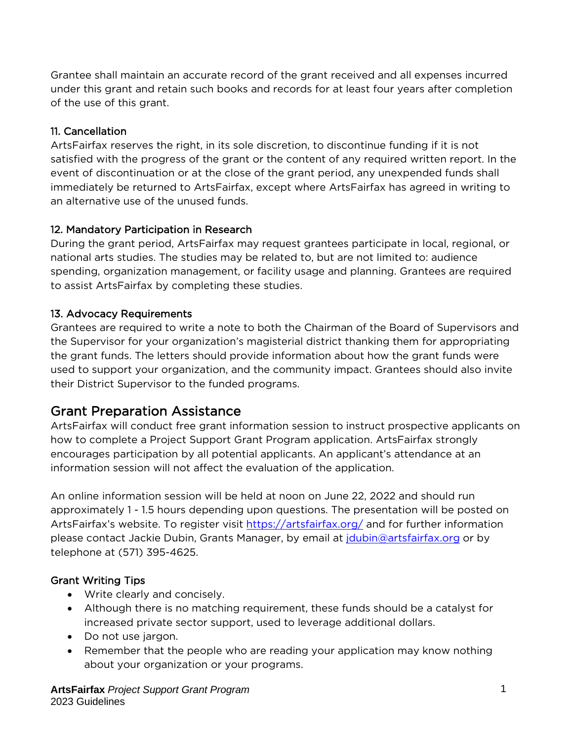Grantee shall maintain an accurate record of the grant received and all expenses incurred under this grant and retain such books and records for at least four years after completion of the use of this grant.

### 11. Cancellation

ArtsFairfax reserves the right, in its sole discretion, to discontinue funding if it is not satisfied with the progress of the grant or the content of any required written report. In the event of discontinuation or at the close of the grant period, any unexpended funds shall immediately be returned to ArtsFairfax, except where ArtsFairfax has agreed in writing to an alternative use of the unused funds.

### 12. Mandatory Participation in Research

During the grant period, ArtsFairfax may request grantees participate in local, regional, or national arts studies. The studies may be related to, but are not limited to: audience spending, organization management, or facility usage and planning. Grantees are required to assist ArtsFairfax by completing these studies.

### 13. Advocacy Requirements

Grantees are required to write a note to both the Chairman of the Board of Supervisors and the Supervisor for your organization's magisterial district thanking them for appropriating the grant funds. The letters should provide information about how the grant funds were used to support your organization, and the community impact. Grantees should also invite their District Supervisor to the funded programs.

## Grant Preparation Assistance

ArtsFairfax will conduct free grant information session to instruct prospective applicants on how to complete a Project Support Grant Program application. ArtsFairfax strongly encourages participation by all potential applicants. An applicant's attendance at an information session will not affect the evaluation of the application.

An online information session will be held at noon on June 22, 2022 and should run approximately 1 - 1.5 hours depending upon questions. The presentation will be posted on ArtsFairfax's website. To register visit https://artsfairfax.org/ and for further information please contact Jackie Dubin, Grants Manager, by email at jdubin@artsfairfax.org or by telephone at (571) 395-4625.

### Grant Writing Tips

- Write clearly and concisely.
- Although there is no matching requirement, these funds should be a catalyst for increased private sector support, used to leverage additional dollars.
- Do not use jargon.
- Remember that the people who are reading your application may know nothing about your organization or your programs.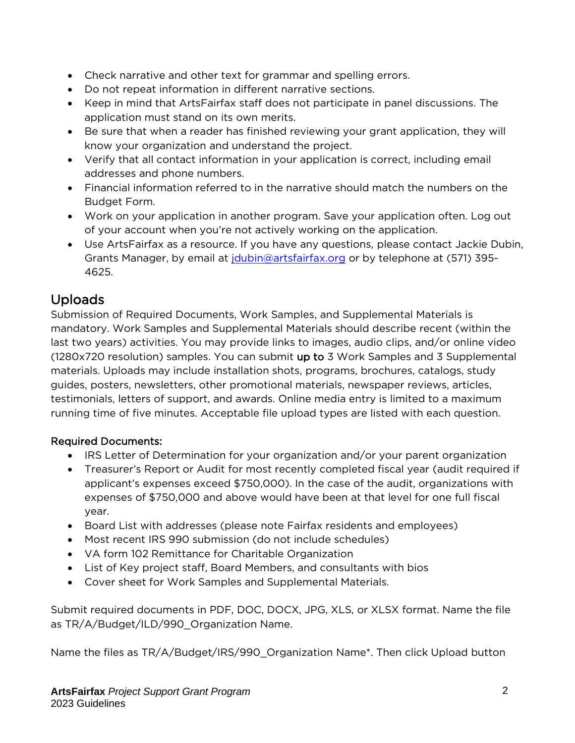- Check narrative and other text for grammar and spelling errors.
- Do not repeat information in different narrative sections.
- Keep in mind that ArtsFairfax staff does not participate in panel discussions. The application must stand on its own merits.
- Be sure that when a reader has finished reviewing your grant application, they will know your organization and understand the project.
- Verify that all contact information in your application is correct, including email addresses and phone numbers.
- Financial information referred to in the narrative should match the numbers on the Budget Form.
- Work on your application in another program. Save your application often. Log out of your account when you're not actively working on the application.
- Use ArtsFairfax as a resource. If you have any questions, please contact Jackie Dubin, Grants Manager, by email at jdubin@artsfairfax.org or by telephone at (571) 395-4625.

## Uploads

Submission of Required Documents, Work Samples, and Supplemental Materials is mandatory. Work Samples and Supplemental Materials should describe recent (within the last two years) activities. You may provide links to images, audio clips, and/or online video (1280x720 resolution) samples. You can submit **up to** 3 Work Samples and 3 Supplemental materials. Uploads may include installation shots, programs, brochures, catalogs, study guides, posters, newsletters, other promotional materials, newspaper reviews, articles, testimonials, letters of support, and awards. Online media entry is limited to a maximum running time of five minutes. Acceptable file upload types are listed with each question.

**Required Documents:**

- IRS Letter of Determination for your organization and/or your parent organization
- Treasurer's Report or Audit for most recently completed fiscal year (audit required if applicant's expenses exceed $750,000). In the case of the audit, organizations with expenses of $750,000 and above would have been at that level for one full fiscal year.
- Board List with addresses (please note Fairfax residents and employees)
- Most recent IRS 990 submission (do not include schedules)
- VA form 102 Remittance for Charitable Organization
- List of Key project staff, Board Members, and consultants with bios
- Cover sheet for Work Samples and Supplemental Materials.

Submit required documents in PDF, DOC, DOCX, JPG, XLS, or XLSX format. Name the file as TR/A/Budget/ILD/990_Organization Name.

Name the files as TR/A/Budget/IRS/990_Organization Name*. Then click Upload button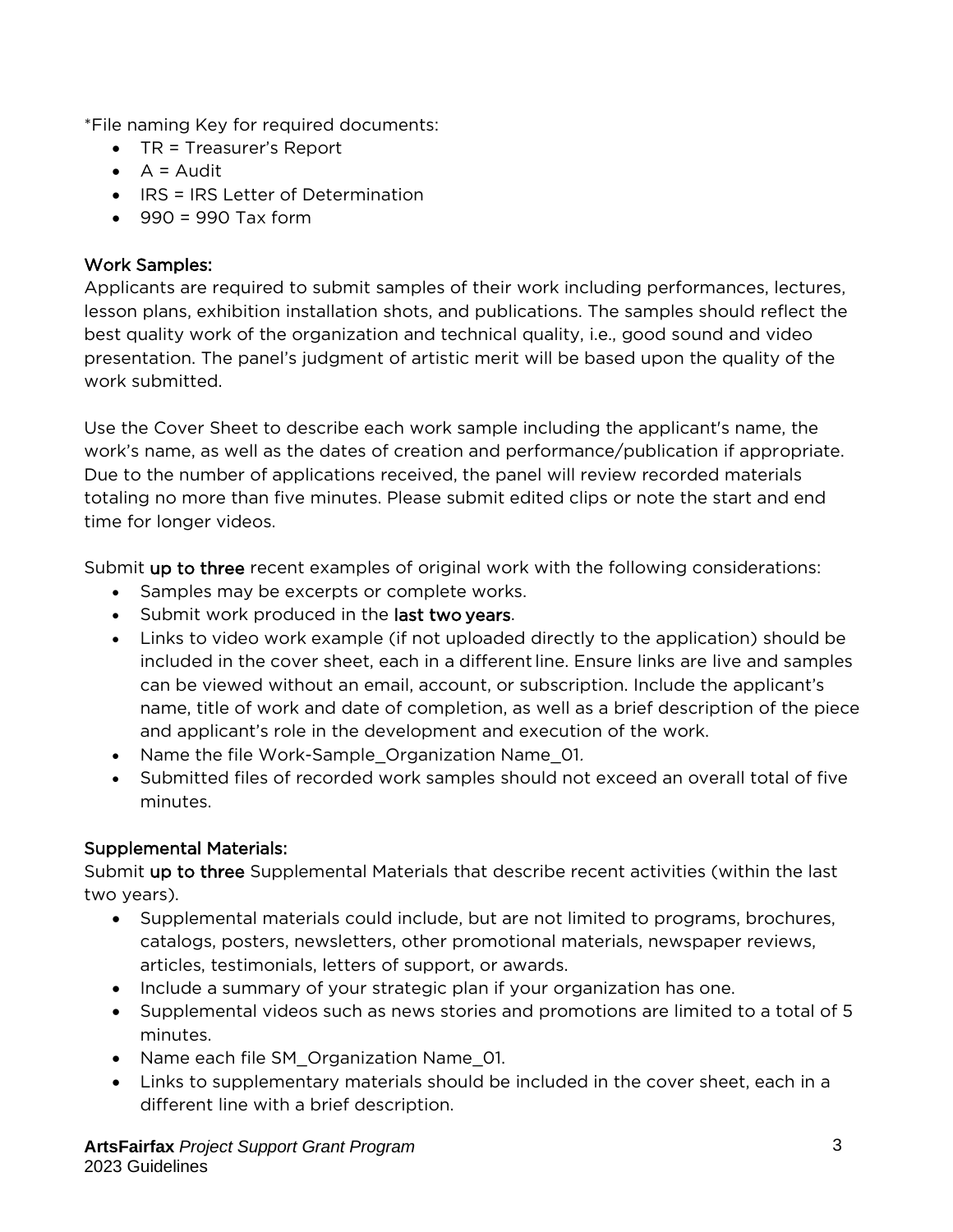*File naming Key for required documents:

- TR = Treasurer's Report
- A = Audit
- IRS = IRS Letter of Determination
- 990 = 990 Tax form

### Work Samples:

Applicants are required to submit samples of their work including performances, lectures, lesson plans, exhibition installation shots, and publications. The samples should reflect the best quality work of the organization and technical quality, i.e., good sound and video presentation. The panel's judgment of artistic merit will be based upon the quality of the work submitted.

Use the Cover Sheet to describe each work sample including the applicant's name, the work's name, as well as the dates of creation and performance/publication if appropriate. Due to the number of applications received, the panel will review recorded materials totaling no more than five minutes. Please submit edited clips or note the start and end time for longer videos.

Submit **up to three** recent examples of original work with the following considerations:

- Samples may be excerpts or complete works.
- Submit work produced in the **last two years**.
- Links to video work example (if not uploaded directly to the application) should be included in the cover sheet, each in a different line. Ensure links are live and samples can be viewed without an email, account, or subscription. Include the applicant's name, title of work and date of completion, as well as a brief description of the piece and applicant's role in the development and execution of the work.
- Name the file Work-Sample_Organization Name_01.
- Submitted files of recorded work samples should not exceed an overall total of five minutes.

### Supplemental Materials:

Submit **up to three** Supplemental Materials that describe recent activities (within the last two years).

- Supplemental materials could include, but are not limited to programs, brochures, catalogs, posters, newsletters, other promotional materials, newspaper reviews, articles, testimonials, letters of support, or awards.
- Include a summary of your strategic plan if your organization has one.
- Supplemental videos such as news stories and promotions are limited to a total of 5 minutes.
- Name each file SM_Organization Name_01.
- Links to supplementary materials should be included in the cover sheet, each in a different line with a brief description.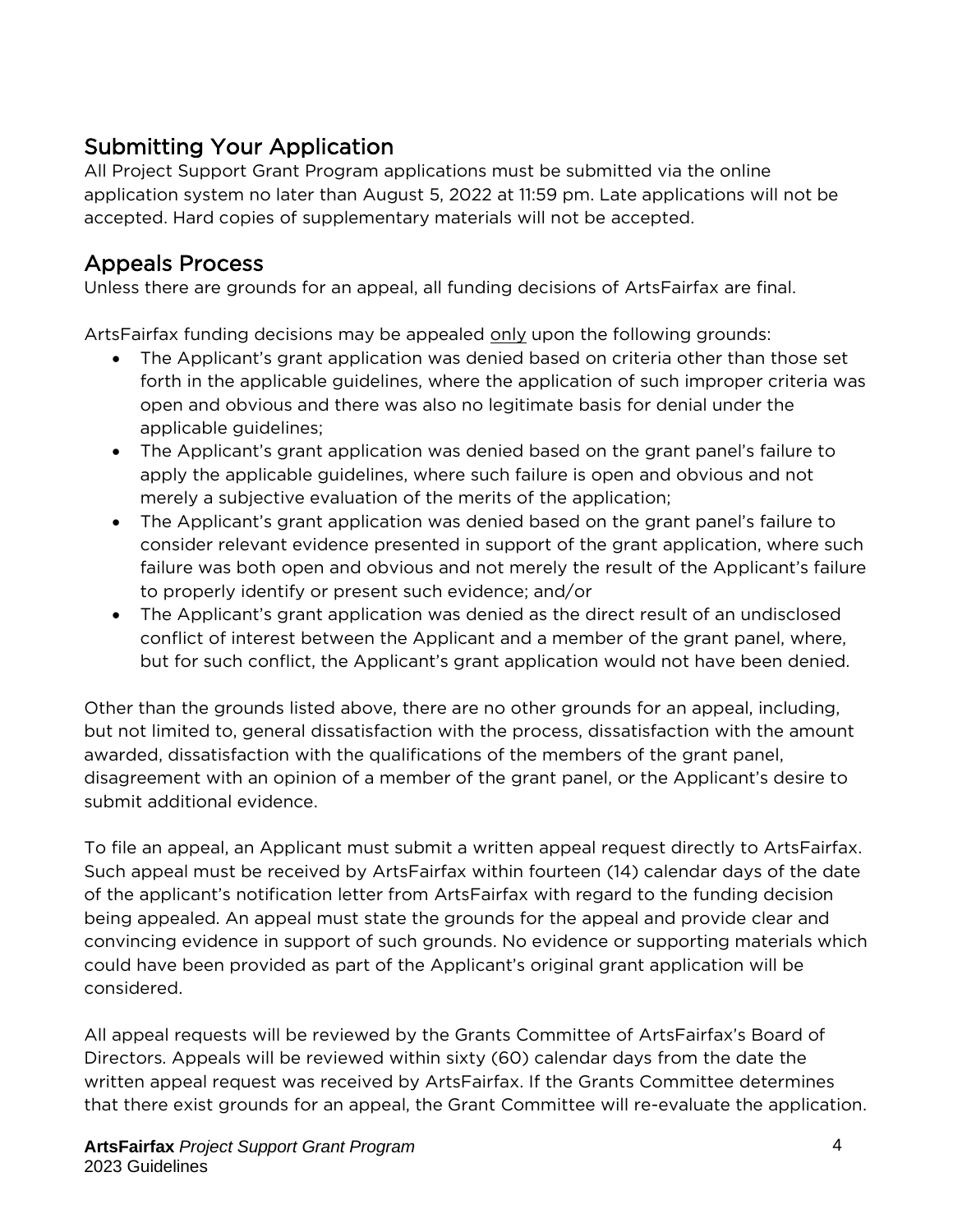## Submitting Your Application

All Project Support Grant Program applications must be submitted via the online application system no later than August 5, 2022 at 11:59 pm. Late applications will not be accepted. Hard copies of supplementary materials will not be accepted.

## Appeals Process

Unless there are grounds for an appeal, all funding decisions of ArtsFairfax are final.

ArtsFairfax funding decisions may be appealed only upon the following grounds:

- The Applicant's grant application was denied based on criteria other than those set forth in the applicable guidelines, where the application of such improper criteria was open and obvious and there was also no legitimate basis for denial under the applicable guidelines;
- The Applicant's grant application was denied based on the grant panel's failure to apply the applicable guidelines, where such failure is open and obvious and not merely a subjective evaluation of the merits of the application;
- The Applicant's grant application was denied based on the grant panel's failure to consider relevant evidence presented in support of the grant application, where such failure was both open and obvious and not merely the result of the Applicant's failure to properly identify or present such evidence; and/or
- The Applicant's grant application was denied as the direct result of an undisclosed conflict of interest between the Applicant and a member of the grant panel, where, but for such conflict, the Applicant's grant application would not have been denied.

Other than the grounds listed above, there are no other grounds for an appeal, including, but not limited to, general dissatisfaction with the process, dissatisfaction with the amount awarded, dissatisfaction with the qualifications of the members of the grant panel, disagreement with an opinion of a member of the grant panel, or the Applicant's desire to submit additional evidence.

To file an appeal, an Applicant must submit a written appeal request directly to ArtsFairfax. Such appeal must be received by ArtsFairfax within fourteen (14) calendar days of the date of the applicant's notification letter from ArtsFairfax with regard to the funding decision being appealed. An appeal must state the grounds for the appeal and provide clear and convincing evidence in support of such grounds. No evidence or supporting materials which could have been provided as part of the Applicant's original grant application will be considered.

All appeal requests will be reviewed by the Grants Committee of ArtsFairfax's Board of Directors. Appeals will be reviewed within sixty (60) calendar days from the date the written appeal request was received by ArtsFairfax. If the Grants Committee determines that there exist grounds for an appeal, the Grant Committee will re-evaluate the application.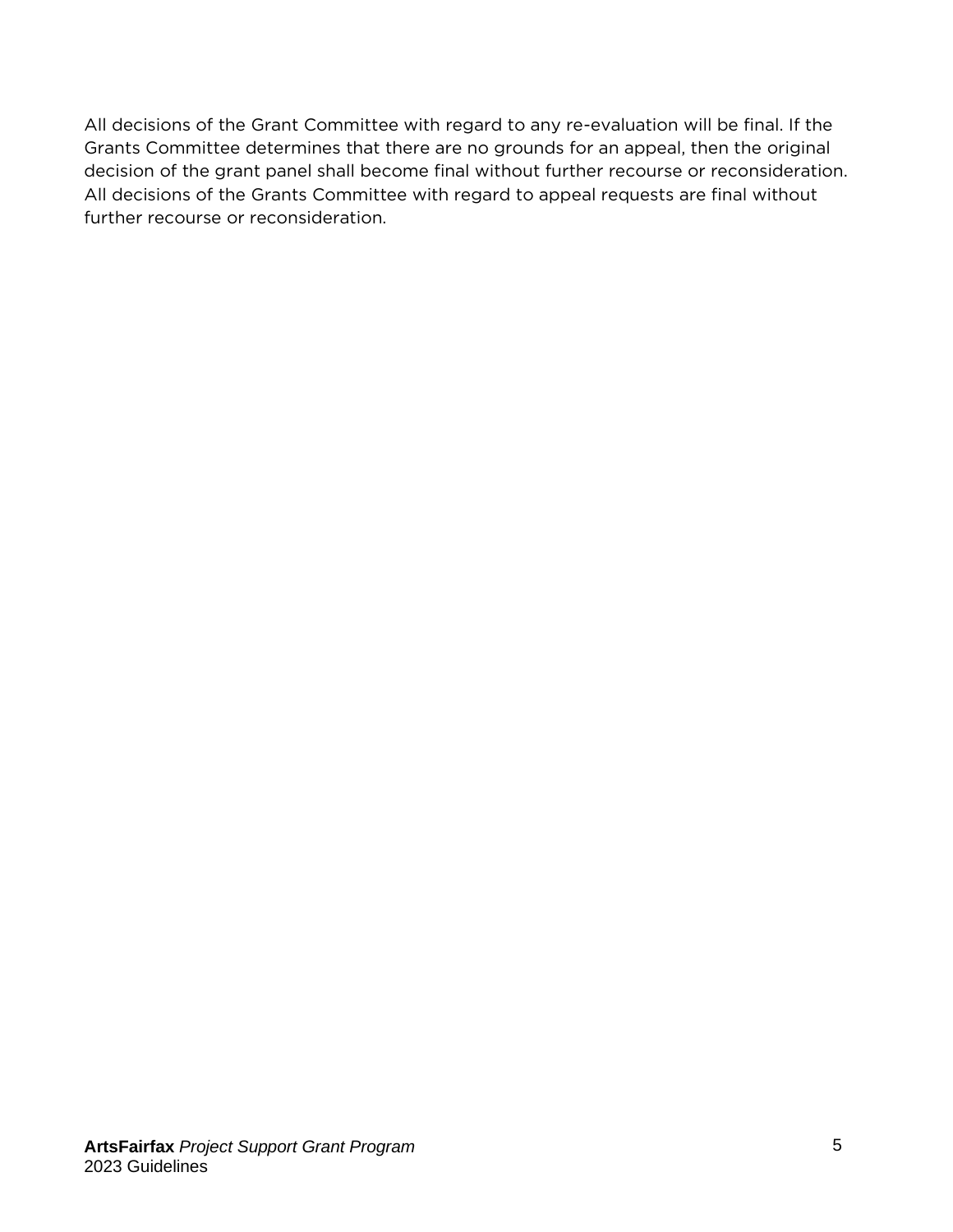All decisions of the Grant Committee with regard to any re-evaluation will be final. If the Grants Committee determines that there are no grounds for an appeal, then the original decision of the grant panel shall become final without further recourse or reconsideration. All decisions of the Grants Committee with regard to appeal requests are final without further recourse or reconsideration.